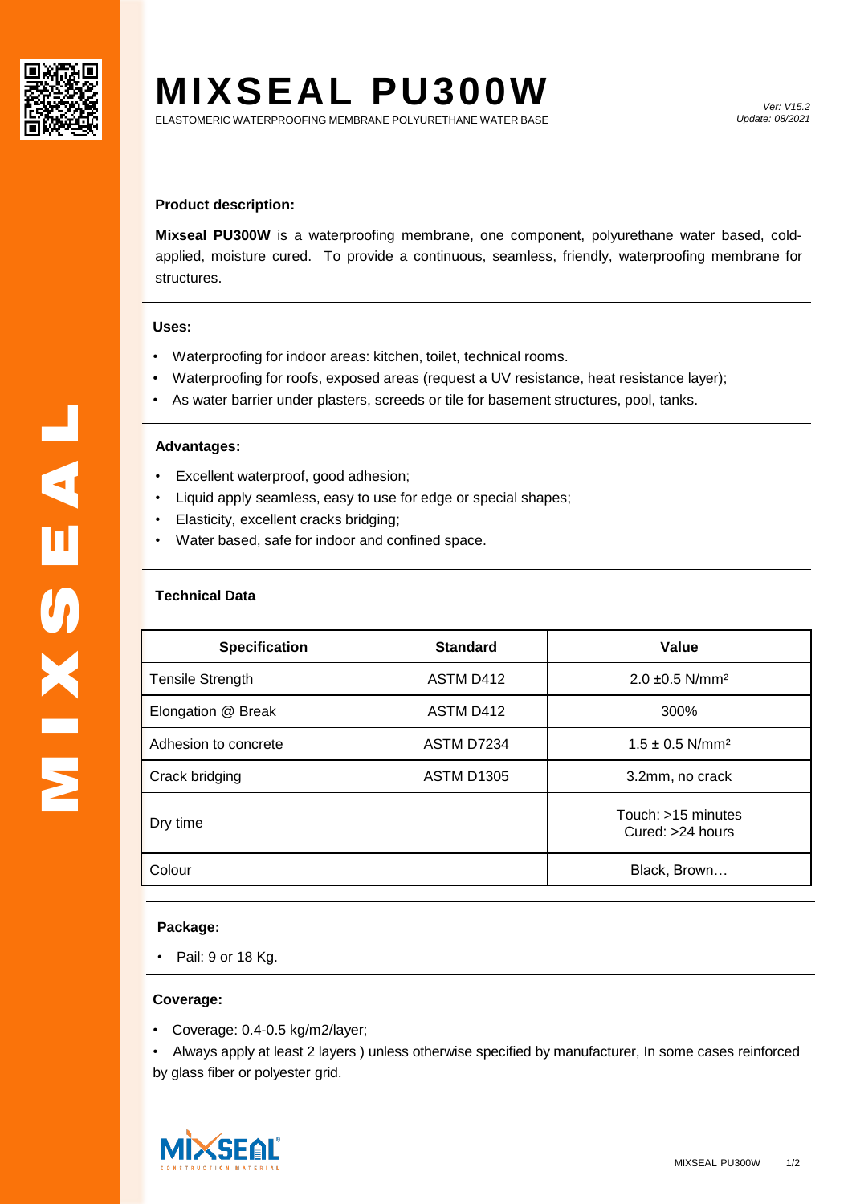# MIXSEAL PU300W

ELASTOMERIC WATERPROOFING MEMBRANE POLYURETHANE WATER BASE

*Ver: V15.2*
*Update: 08/2021*

**Product description:**

**Mixseal PU300W** is a waterproofing membrane, one component, polyurethane water based, cold-applied, moisture cured. To provide a continuous, seamless, friendly, waterproofing membrane for structures.

**Uses:**

- Waterproofing for indoor areas: kitchen, toilet, technical rooms.
- Waterproofing for roofs, exposed areas (request a UV resistance, heat resistance layer);
- As water barrier under plasters, screeds or tile for basement structures, pool, tanks.

**Advantages:**

- Excellent waterproof, good adhesion;
- Liquid apply seamless, easy to use for edge or special shapes;
- Elasticity, excellent cracks bridging;
- Water based, safe for indoor and confined space.

**Technical Data**

| Specification | Standard | Value |
|---|---|---|
| Tensile Strength | ASTM D412 | 2.0 ±0.5 N/mm² |
| Elongation @ Break | ASTM D412 | 300% |
| Adhesion to concrete | ASTM D7234 | 1.5 ± 0.5 N/mm² |
| Crack bridging | ASTM D1305 | 3.2mm, no crack |
| Dry time | | Touch: >15 minutes<br>Cured: >24 hours |
| Colour | | Black, Brown… |

**Package:**

- Pail: 9 or 18 Kg.

**Coverage:**

- Coverage: 0.4-0.5 kg/m2/layer;
- Always apply at least 2 layers ) unless otherwise specified by manufacturer, In some cases reinforced by glass fiber or polyester grid.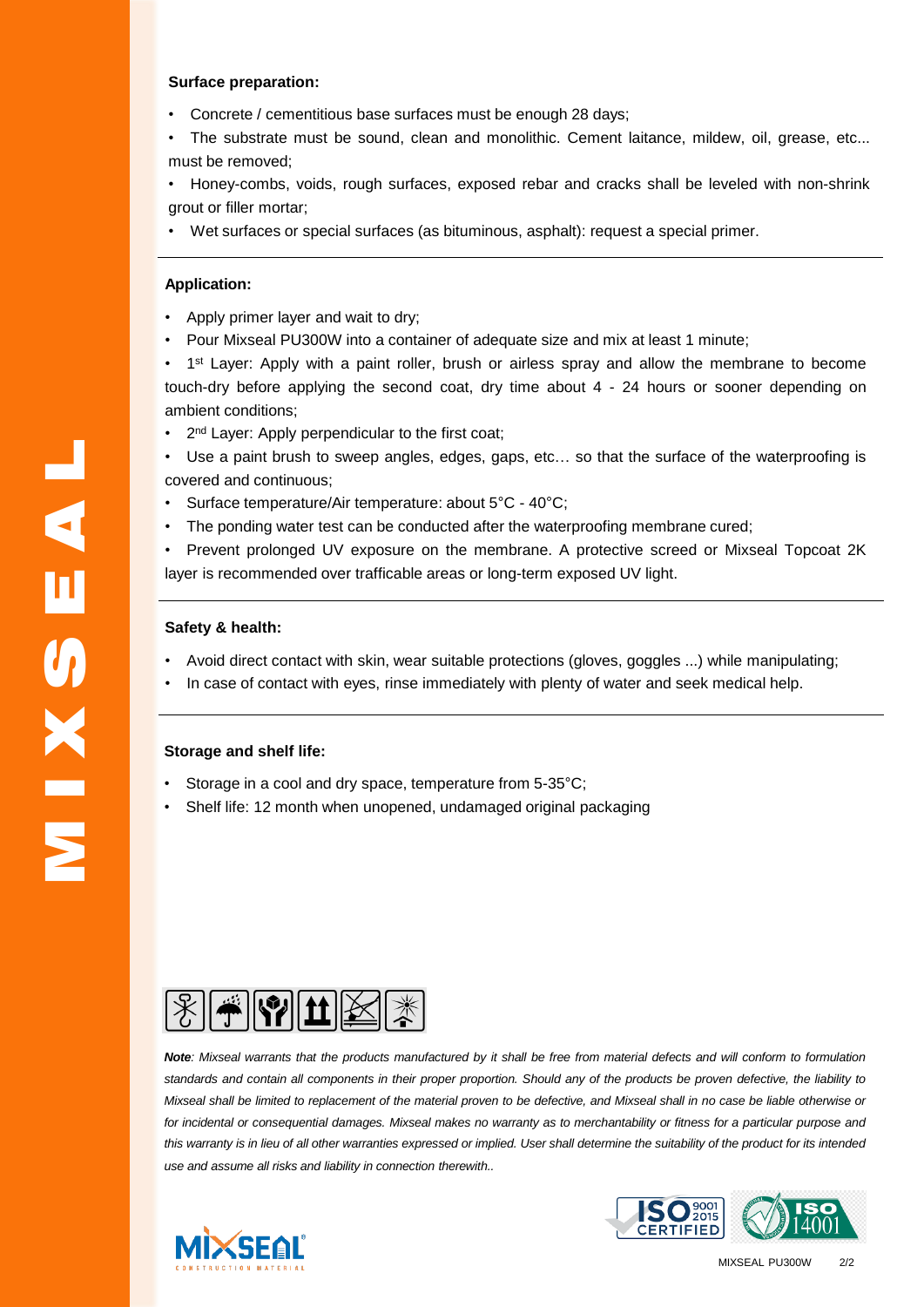**Surface preparation:**

- Concrete / cementitious base surfaces must be enough 28 days;
- The substrate must be sound, clean and monolithic. Cement laitance, mildew, oil, grease, etc... must be removed;
- Honey-combs, voids, rough surfaces, exposed rebar and cracks shall be leveled with non-shrink grout or filler mortar;
- Wet surfaces or special surfaces (as bituminous, asphalt): request a special primer.

---

**Application:**

- Apply primer layer and wait to dry;
- Pour Mixseal PU300W into a container of adequate size and mix at least 1 minute;
- 1st Layer: Apply with a paint roller, brush or airless spray and allow the membrane to become touch-dry before applying the second coat, dry time about 4 - 24 hours or sooner depending on ambient conditions;
- 2nd Layer: Apply perpendicular to the first coat;
- Use a paint brush to sweep angles, edges, gaps, etc… so that the surface of the waterproofing is covered and continuous;
- Surface temperature/Air temperature: about 5°C - 40°C;
- The ponding water test can be conducted after the waterproofing membrane cured;
- Prevent prolonged UV exposure on the membrane. A protective screed or Mixseal Topcoat 2K layer is recommended over trafficable areas or long-term exposed UV light.

---

**Safety & health:**

- Avoid direct contact with skin, wear suitable protections (gloves, goggles ...) while manipulating;
- In case of contact with eyes, rinse immediately with plenty of water and seek medical help.

---

**Storage and shelf life:**

- Storage in a cool and dry space, temperature from 5-35°C;
- Shelf life: 12 month when unopened, undamaged original packaging

***Note**: Mixseal warrants that the products manufactured by it shall be free from material defects and will conform to formulation standards and contain all components in their proper proportion. Should any of the products be proven defective, the liability to Mixseal shall be limited to replacement of the material proven to be defective, and Mixseal shall in no case be liable otherwise or for incidental or consequential damages. Mixseal makes no warranty as to merchantability or fitness for a particular purpose and this warranty is in lieu of all other warranties expressed or implied. User shall determine the suitability of the product for its intended use and assume all risks and liability in connection therewith..*